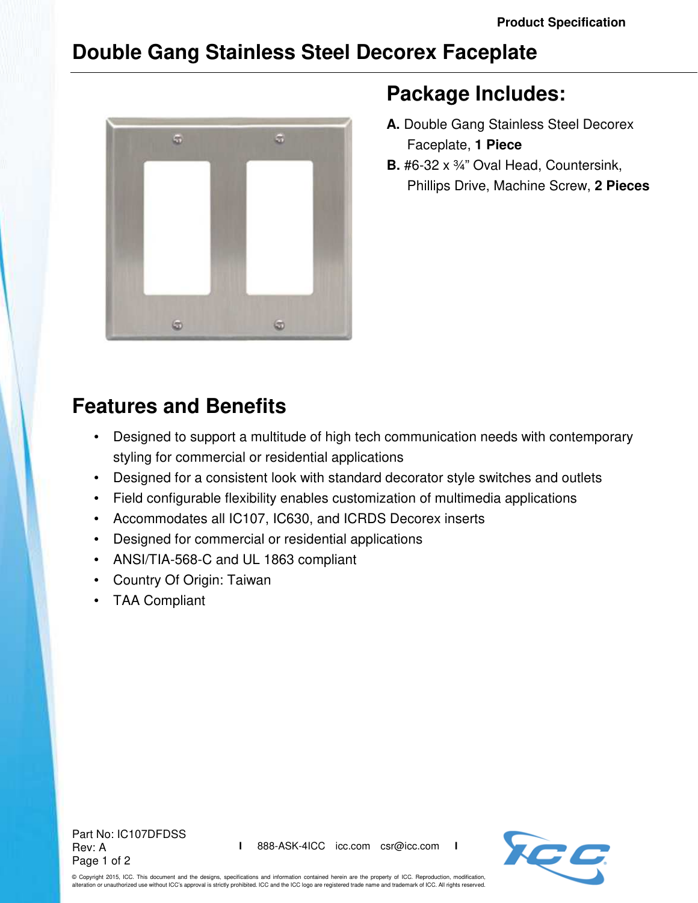Product Specification

# Double Gang Stainless Steel Decorex Faceplate

## Package Includes:

**A.** Double Gang Stainless Steel Decorex Faceplate, **1 Piece**

**B.** #6-32 x ¾" Oval Head, Countersink, Phillips Drive, Machine Screw, **2 Pieces**

## Features and Benefits

- Designed to support a multitude of high tech communication needs with contemporary styling for commercial or residential applications
- Designed for a consistent look with standard decorator style switches and outlets
- Field configurable flexibility enables customization of multimedia applications
- Accommodates all IC107, IC630, and ICRDS Decorex inserts
- Designed for commercial or residential applications
- ANSI/TIA-568-C and UL 1863 compliant
- Country Of Origin: Taiwan
- TAA Compliant

Part No: IC107DFDSS
Rev: A

888-ASK-4ICC icc.com csr@icc.com

© Copyright 2015, ICC. This document and the designs, specifications and information contained herein are the property of ICC. Reproduction, modification, alteration or unauthorized use without ICC's approval is strictly prohibited. ICC and the ICC logo are registered trade name and trademark of ICC. All rights reserved.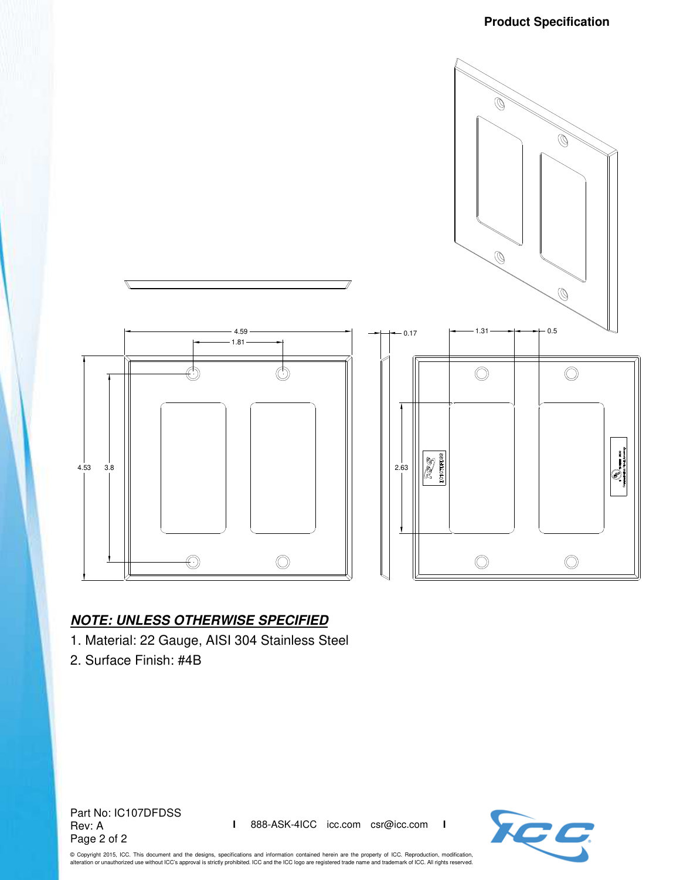4.59

1.81

0.17

1.31

0.5

4.53

3.8

2.63

***NOTE: UNLESS OTHERWISE SPECIFIED***

1. Material: 22 Gauge, AISI 304 Stainless Steel
2. Surface Finish: #4B

Part No: IC107DFDSS
Rev: A

888-ASK-4ICC icc.com csr@icc.com

© Copyright 2015, ICC. This document and the designs, specifications and information contained herein are the property of ICC. Reproduction, modification, alteration or unauthorized use without ICC's approval is strictly prohibited. ICC and the ICC logo are registered trade name and trademark of ICC. All rights reserved.